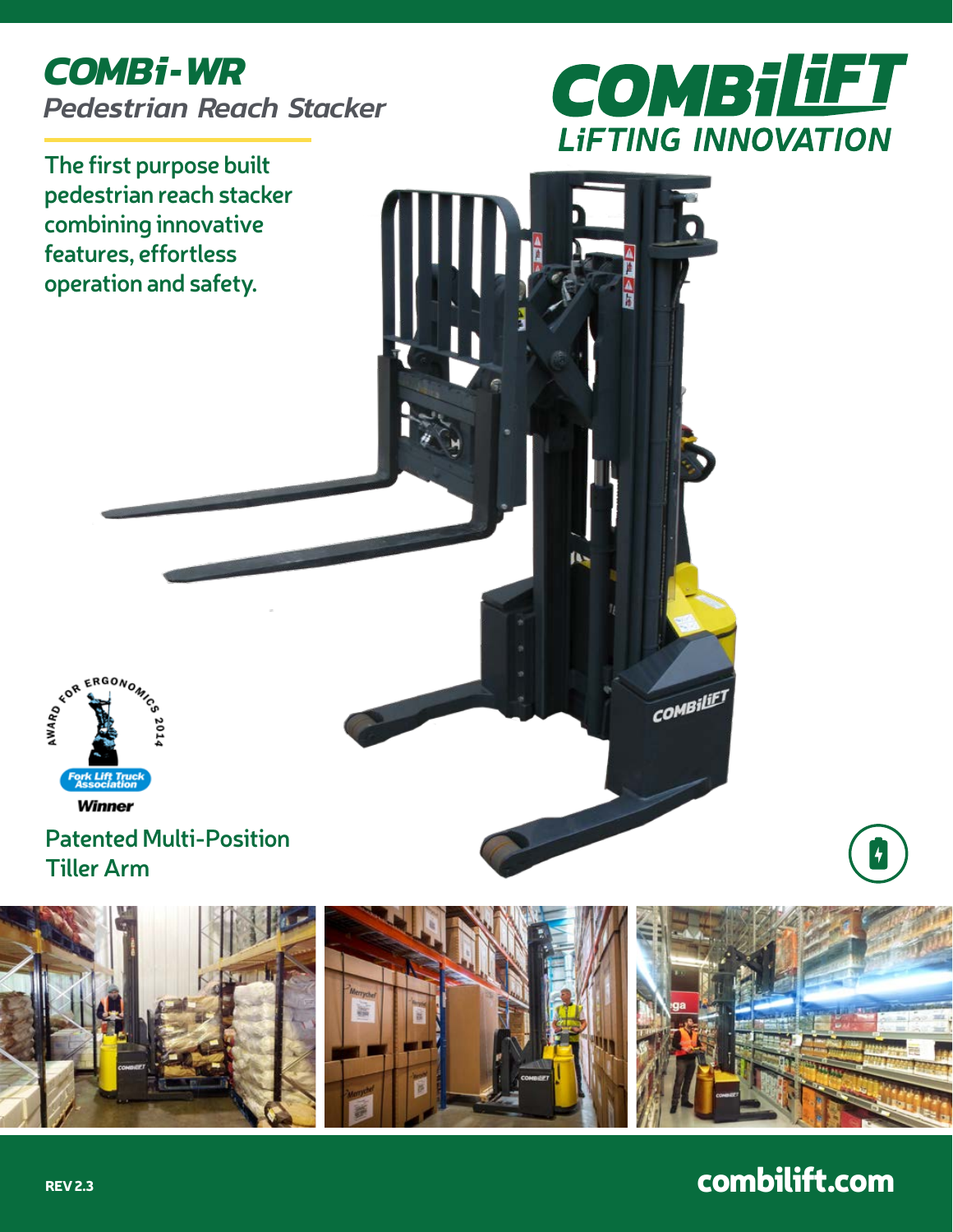# COMBi-WR

*Pedestrian Reach Stacker*

COMBiLiFT
LiFTING INNOVATION

The first purpose built pedestrian reach stacker combining innovative features, effortless operation and safety.

AWARD FOR ERGONOMICS 2014
Fork Lift Truck Association
Winner

Patented Multi-Position Tiller Arm

REV 2.3

combilift.com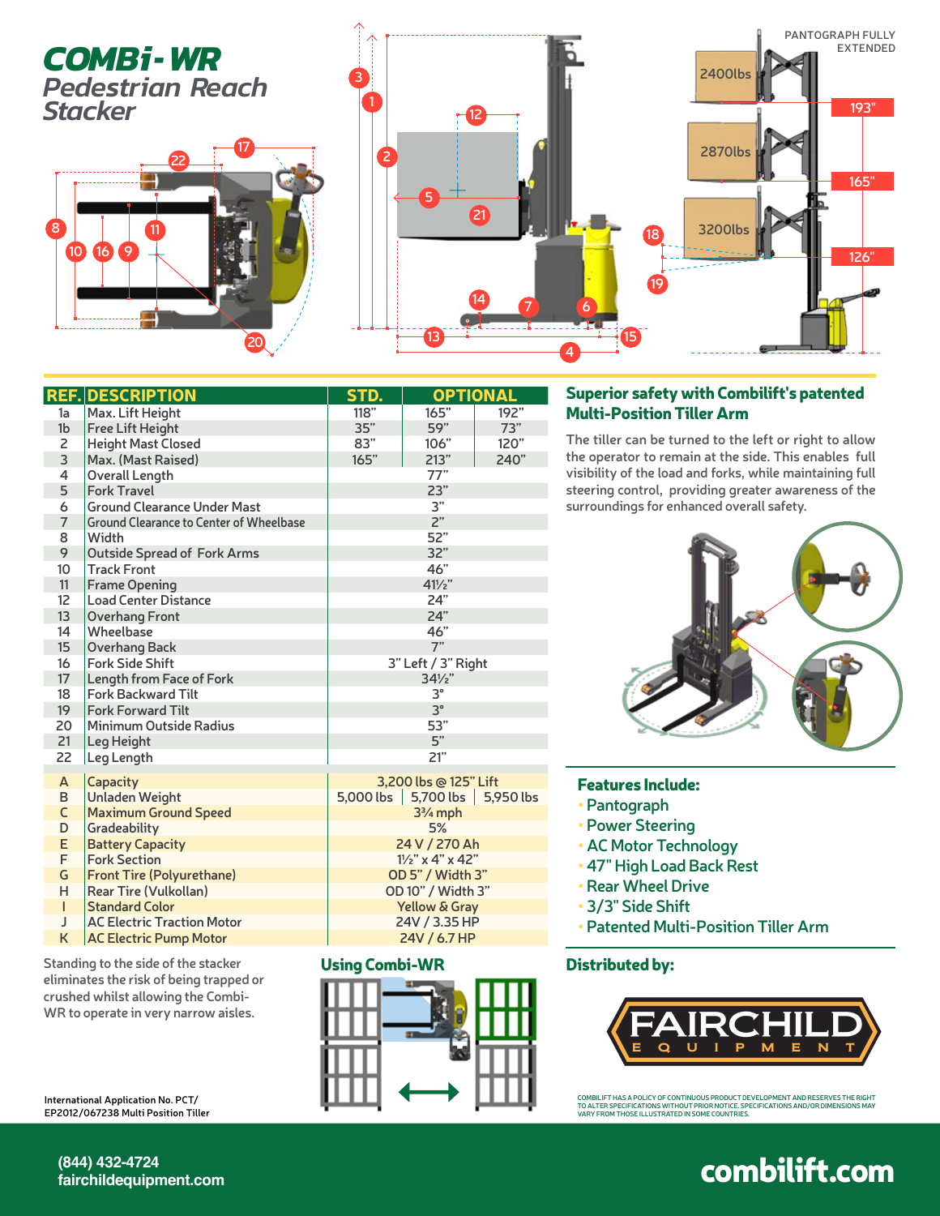# COMBi-WR

## Pedestrian Reach Stacker

PANTOGRAPH FULLY EXTENDED

2400lbs 193"

2870lbs 165"

3200lbs 126"

| REF. | DESCRIPTION | STD. | OPTIONAL | |
|---|---|---|---|---|
| 1a | Max. Lift Height | 118" | 165" | 192" |
| 1b | Free Lift Height | 35" | 59" | 73" |
| 2 | Height Mast Closed | 83" | 106" | 120" |
| 3 | Max. (Mast Raised) | 165" | 213" | 240" |
| 4 | Overall Length | 77" | | |
| 5 | Fork Travel | 23" | | |
| 6 | Ground Clearance Under Mast | 3" | | |
| 7 | Ground Clearance to Center of Wheelbase | 2" | | |
| 8 | Width | 52" | | |
| 9 | Outside Spread of Fork Arms | 32" | | |
| 10 | Track Front | 46" | | |
| 11 | Frame Opening | 41½" | | |
| 12 | Load Center Distance | 24" | | |
| 13 | Overhang Front | 24" | | |
| 14 | Wheelbase | 46" | | |
| 15 | Overhang Back | 7" | | |
| 16 | Fork Side Shift | 3" Left / 3" Right | | |
| 17 | Length from Face of Fork | 34½" | | |
| 18 | Fork Backward Tilt | 3° | | |
| 19 | Fork Forward Tilt | 3° | | |
| 20 | Minimum Outside Radius | 53" | | |
| 21 | Leg Height | 5" | | |
| 22 | Leg Length | 21" | | |
| A | Capacity | 3,200 lbs @ 125" Lift | | |
| B | Unladen Weight | 5,000 lbs | 5,700 lbs | 5,950 lbs |
| C | Maximum Ground Speed | 3¾ mph | | |
| D | Gradeability | 5% | | |
| E | Battery Capacity | 24 V / 270 Ah | | |
| F | Fork Section | 1½" x 4" x 42" | | |
| G | Front Tire (Polyurethane) | OD 5" / Width 3" | | |
| H | Rear Tire (Vulkollan) | OD 10" / Width 3" | | |
| I | Standard Color | Yellow & Gray | | |
| J | AC Electric Traction Motor | 24V / 3.35 HP | | |
| K | AC Electric Pump Motor | 24V / 6.7 HP | | |

## Superior safety with Combilift's patented Multi-Position Tiller Arm

The tiller can be turned to the left or right to allow the operator to remain at the side. This enables full visibility of the load and forks, while maintaining full steering control, providing greater awareness of the surroundings for enhanced overall safety.

### Features Include:

- Pantograph
- Power Steering
- AC Motor Technology
- 47" High Load Back Rest
- Rear Wheel Drive
- 3/3" Side Shift
- Patented Multi-Position Tiller Arm

Standing to the side of the stacker eliminates the risk of being trapped or crushed whilst allowing the Combi-WR to operate in very narrow aisles.

### Using Combi-WR

### Distributed by:

FAIRCHILD EQUIPMENT

International Application No. PCT/EP2012/067238 Multi Position Tiller

COMBILIFT HAS A POLICY OF CONTINUOUS PRODUCT DEVELOPMENT AND RESERVES THE RIGHT TO ALTER SPECIFICATIONS WITHOUT PRIOR NOTICE. SPECIFICATIONS AND/OR DIMENSIONS MAY VARY FROM THOSE ILLUSTRATED IN SOME COUNTRIES.

(844) 432-4724
fairchildequipment.com

combilift.com